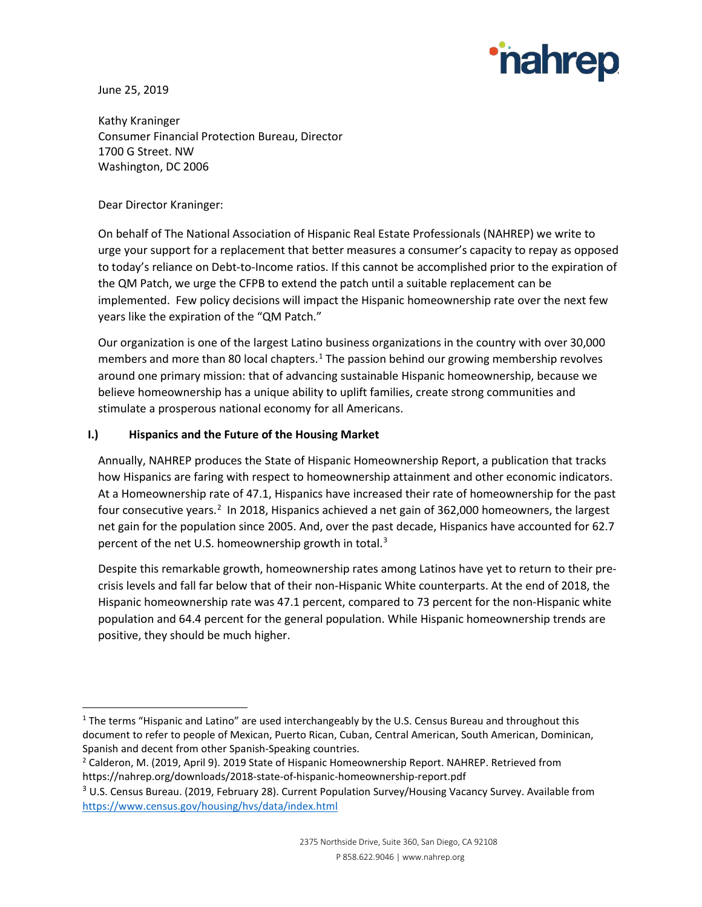June 25, 2019

Kathy Kraninger
Consumer Financial Protection Bureau, Director
1700 G Street. NW
Washington, DC 2006

Dear Director Kraninger:

On behalf of The National Association of Hispanic Real Estate Professionals (NAHREP) we write to urge your support for a replacement that better measures a consumer's capacity to repay as opposed to today's reliance on Debt-to-Income ratios. If this cannot be accomplished prior to the expiration of the QM Patch, we urge the CFPB to extend the patch until a suitable replacement can be implemented. Few policy decisions will impact the Hispanic homeownership rate over the next few years like the expiration of the "QM Patch."

Our organization is one of the largest Latino business organizations in the country with over 30,000 members and more than 80 local chapters.[1] The passion behind our growing membership revolves around one primary mission: that of advancing sustainable Hispanic homeownership, because we believe homeownership has a unique ability to uplift families, create strong communities and stimulate a prosperous national economy for all Americans.

## I.) Hispanics and the Future of the Housing Market

Annually, NAHREP produces the State of Hispanic Homeownership Report, a publication that tracks how Hispanics are faring with respect to homeownership attainment and other economic indicators. At a Homeownership rate of 47.1, Hispanics have increased their rate of homeownership for the past four consecutive years.[2] In 2018, Hispanics achieved a net gain of 362,000 homeowners, the largest net gain for the population since 2005. And, over the past decade, Hispanics have accounted for 62.7 percent of the net U.S. homeownership growth in total.[3]

Despite this remarkable growth, homeownership rates among Latinos have yet to return to their pre-crisis levels and fall far below that of their non-Hispanic White counterparts. At the end of 2018, the Hispanic homeownership rate was 47.1 percent, compared to 73 percent for the non-Hispanic white population and 64.4 percent for the general population. While Hispanic homeownership trends are positive, they should be much higher.

---

[1] The terms "Hispanic and Latino" are used interchangeably by the U.S. Census Bureau and throughout this document to refer to people of Mexican, Puerto Rican, Cuban, Central American, South American, Dominican, Spanish and decent from other Spanish-Speaking countries.

[2] Calderon, M. (2019, April 9). 2019 State of Hispanic Homeownership Report. NAHREP. Retrieved from https://nahrep.org/downloads/2018-state-of-hispanic-homeownership-report.pdf

[3] U.S. Census Bureau. (2019, February 28). Current Population Survey/Housing Vacancy Survey. Available from https://www.census.gov/housing/hvs/data/index.html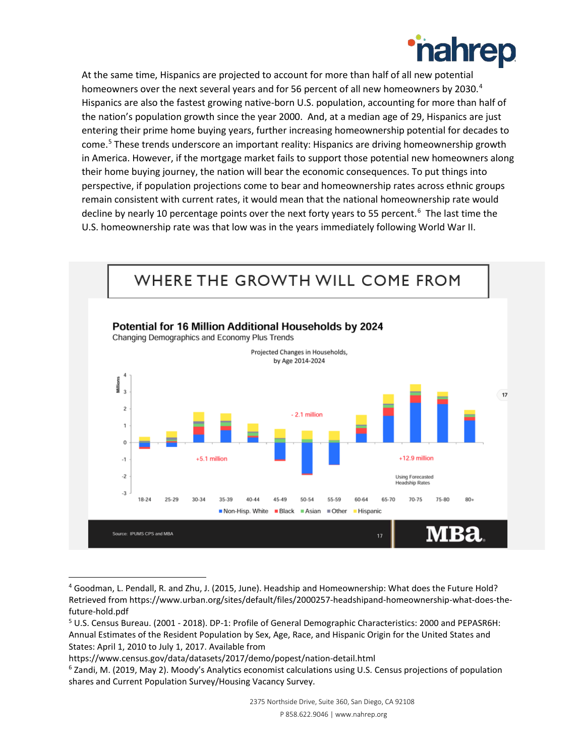At the same time, Hispanics are projected to account for more than half of all new potential homeowners over the next several years and for 56 percent of all new homeowners by 2030.[4] Hispanics are also the fastest growing native-born U.S. population, accounting for more than half of the nation's population growth since the year 2000. And, at a median age of 29, Hispanics are just entering their prime home buying years, further increasing homeownership potential for decades to come.[5] These trends underscore an important reality: Hispanics are driving homeownership growth in America. However, if the mortgage market fails to support those potential new homeowners along their home buying journey, the nation will bear the economic consequences. To put things into perspective, if population projections come to bear and homeownership rates across ethnic groups remain consistent with current rates, it would mean that the national homeownership rate would decline by nearly 10 percentage points over the next forty years to 55 percent.[6] The last time the U.S. homeownership rate was that low was in the years immediately following World War II.

## WHERE THE GROWTH WILL COME FROM

**Potential for 16 Million Additional Households by 2024**

Changing Demographics and Economy Plus Trends

Projected Changes in Households, by Age 2014-2024

+5.1 million | - 2.1 million | +12.9 million

Using Forecasted Headship Rates

Non-Hisp. White | Black | Asian | Other | Hispanic

Source: IPUMS CPS and MBA

---

[4] Goodman, L. Pendall, R. and Zhu, J. (2015, June). Headship and Homeownership: What does the Future Hold? Retrieved from https://www.urban.org/sites/default/files/2000257-headshipand-homeownership-what-does-the-future-hold.pdf

[5] U.S. Census Bureau. (2001 - 2018). DP-1: Profile of General Demographic Characteristics: 2000 and PEPASR6H: Annual Estimates of the Resident Population by Sex, Age, Race, and Hispanic Origin for the United States and States: April 1, 2010 to July 1, 2017. Available from https://www.census.gov/data/datasets/2017/demo/popest/nation-detail.html

[6] Zandi, M. (2019, May 2). Moody's Analytics economist calculations using U.S. Census projections of population shares and Current Population Survey/Housing Vacancy Survey.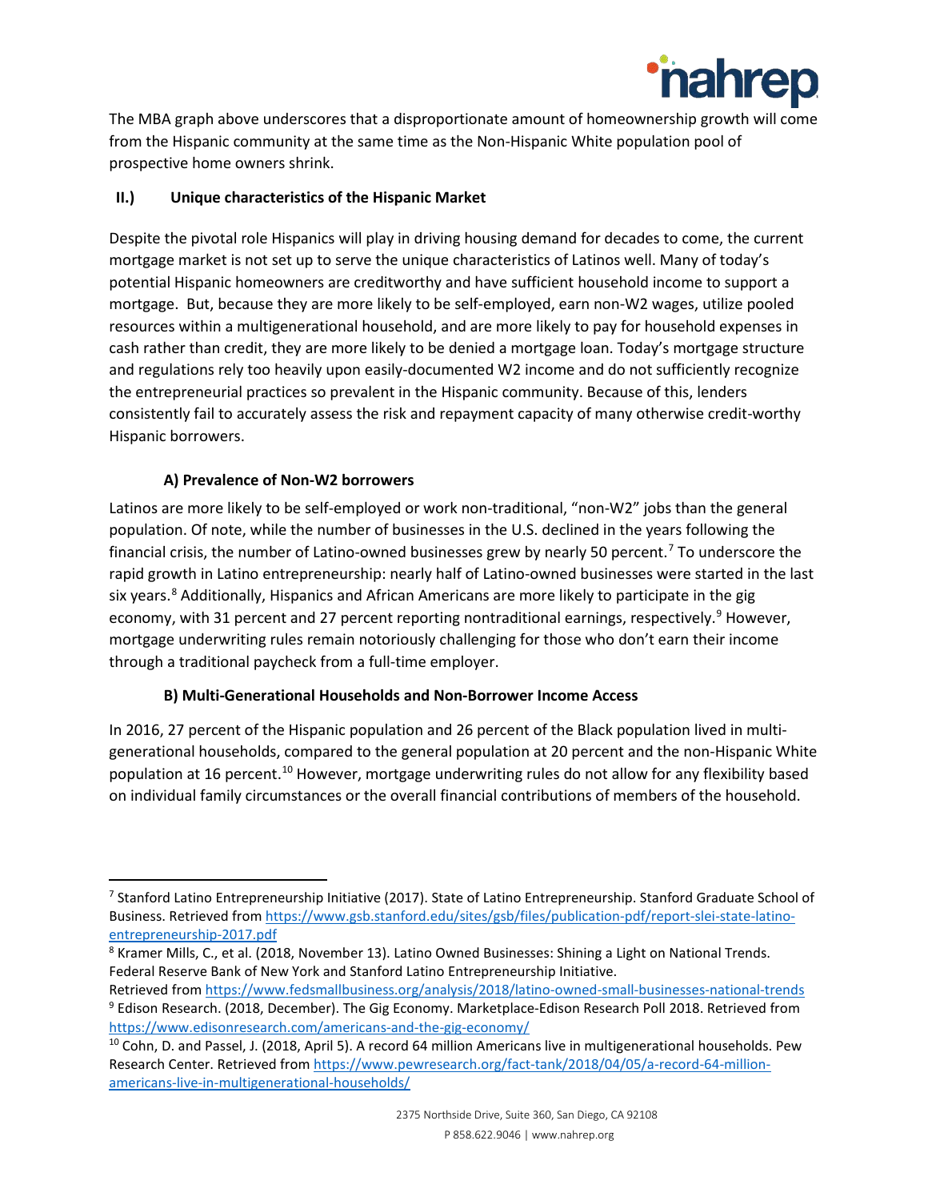The MBA graph above underscores that a disproportionate amount of homeownership growth will come from the Hispanic community at the same time as the Non-Hispanic White population pool of prospective home owners shrink.

## II.) Unique characteristics of the Hispanic Market

Despite the pivotal role Hispanics will play in driving housing demand for decades to come, the current mortgage market is not set up to serve the unique characteristics of Latinos well. Many of today's potential Hispanic homeowners are creditworthy and have sufficient household income to support a mortgage. But, because they are more likely to be self-employed, earn non-W2 wages, utilize pooled resources within a multigenerational household, and are more likely to pay for household expenses in cash rather than credit, they are more likely to be denied a mortgage loan. Today's mortgage structure and regulations rely too heavily upon easily-documented W2 income and do not sufficiently recognize the entrepreneurial practices so prevalent in the Hispanic community. Because of this, lenders consistently fail to accurately assess the risk and repayment capacity of many otherwise credit-worthy Hispanic borrowers.

### A) Prevalence of Non-W2 borrowers

Latinos are more likely to be self-employed or work non-traditional, "non-W2" jobs than the general population. Of note, while the number of businesses in the U.S. declined in the years following the financial crisis, the number of Latino-owned businesses grew by nearly 50 percent.[7] To underscore the rapid growth in Latino entrepreneurship: nearly half of Latino-owned businesses were started in the last six years.[8] Additionally, Hispanics and African Americans are more likely to participate in the gig economy, with 31 percent and 27 percent reporting nontraditional earnings, respectively.[9] However, mortgage underwriting rules remain notoriously challenging for those who don't earn their income through a traditional paycheck from a full-time employer.

### B) Multi-Generational Households and Non-Borrower Income Access

In 2016, 27 percent of the Hispanic population and 26 percent of the Black population lived in multi-generational households, compared to the general population at 20 percent and the non-Hispanic White population at 16 percent.[10] However, mortgage underwriting rules do not allow for any flexibility based on individual family circumstances or the overall financial contributions of members of the household.

---

[7] Stanford Latino Entrepreneurship Initiative (2017). State of Latino Entrepreneurship. Stanford Graduate School of Business. Retrieved from https://www.gsb.stanford.edu/sites/gsb/files/report-pdf/report-slei-state-latino-entrepreneurship-2017.pdf

[8] Kramer Mills, C., et al. (2018, November 13). Latino Owned Businesses: Shining a Light on National Trends. Federal Reserve Bank of New York and Stanford Latino Entrepreneurship Initiative. Retrieved from https://www.fedsmallbusiness.org/analysis/2018/latino-owned-small-businesses-national-trends

[9] Edison Research. (2018, December). The Gig Economy. Marketplace-Edison Research Poll 2018. Retrieved from https://www.edisonresearch.com/americans-and-the-gig-economy/

[10] Cohn, D. and Passel, J. (2018, April 5). A record 64 million Americans live in multigenerational households. Pew Research Center. Retrieved from https://www.pewresearch.org/fact-tank/2018/04/05/a-record-64-million-americans-live-in-multigenerational-households/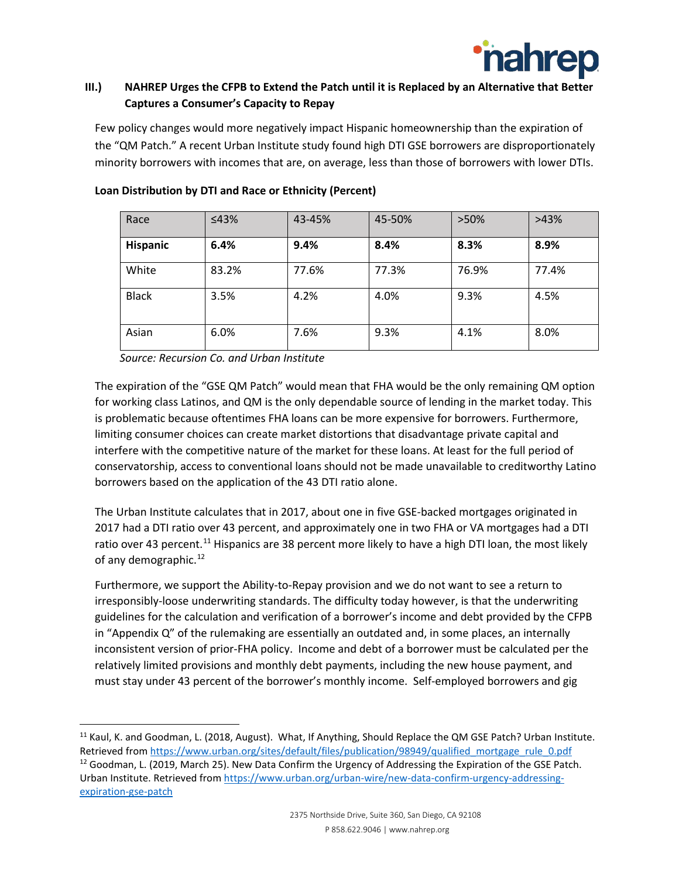### III.) NAHREP Urges the CFPB to Extend the Patch until it is Replaced by an Alternative that Better Captures a Consumer's Capacity to Repay

Few policy changes would more negatively impact Hispanic homeownership than the expiration of the "QM Patch." A recent Urban Institute study found high DTI GSE borrowers are disproportionately minority borrowers with incomes that are, on average, less than those of borrowers with lower DTIs.

**Loan Distribution by DTI and Race or Ethnicity (Percent)**

| Race | ≤43% | 43-45% | 45-50% | >50% | >43% |
|---|---|---|---|---|---|
| **Hispanic** | **6.4%** | **9.4%** | **8.4%** | **8.3%** | **8.9%** |
| White | 83.2% | 77.6% | 77.3% | 76.9% | 77.4% |
| Black | 3.5% | 4.2% | 4.0% | 9.3% | 4.5% |
| Asian | 6.0% | 7.6% | 9.3% | 4.1% | 8.0% |

*Source: Recursion Co. and Urban Institute*

The expiration of the "GSE QM Patch" would mean that FHA would be the only remaining QM option for working class Latinos, and QM is the only dependable source of lending in the market today. This is problematic because oftentimes FHA loans can be more expensive for borrowers. Furthermore, limiting consumer choices can create market distortions that disadvantage private capital and interfere with the competitive nature of the market for these loans. At least for the full period of conservatorship, access to conventional loans should not be made unavailable to creditworthy Latino borrowers based on the application of the 43 DTI ratio alone.

The Urban Institute calculates that in 2017, about one in five GSE-backed mortgages originated in 2017 had a DTI ratio over 43 percent, and approximately one in two FHA or VA mortgages had a DTI ratio over 43 percent.[11] Hispanics are 38 percent more likely to have a high DTI loan, the most likely of any demographic.[12]

Furthermore, we support the Ability-to-Repay provision and we do not want to see a return to irresponsibly-loose underwriting standards. The difficulty today however, is that the underwriting guidelines for the calculation and verification of a borrower's income and debt provided by the CFPB in "Appendix Q" of the rulemaking are essentially an outdated and, in some places, an internally inconsistent version of prior-FHA policy. Income and debt of a borrower must be calculated per the relatively limited provisions and monthly debt payments, including the new house payment, and must stay under 43 percent of the borrower's monthly income. Self-employed borrowers and gig

---

[11] Kaul, K. and Goodman, L. (2018, August). What, If Anything, Should Replace the QM GSE Patch? Urban Institute. Retrieved from https://www.urban.org/sites/default/files/publication/98949/qualified_mortgage_rule_0.pdf

[12] Goodman, L. (2019, March 25). New Data Confirm the Urgency of Addressing the Expiration of the GSE Patch. Urban Institute. Retrieved from https://www.urban.org/urban-wire/new-data-confirm-urgency-addressing-expiration-gse-patch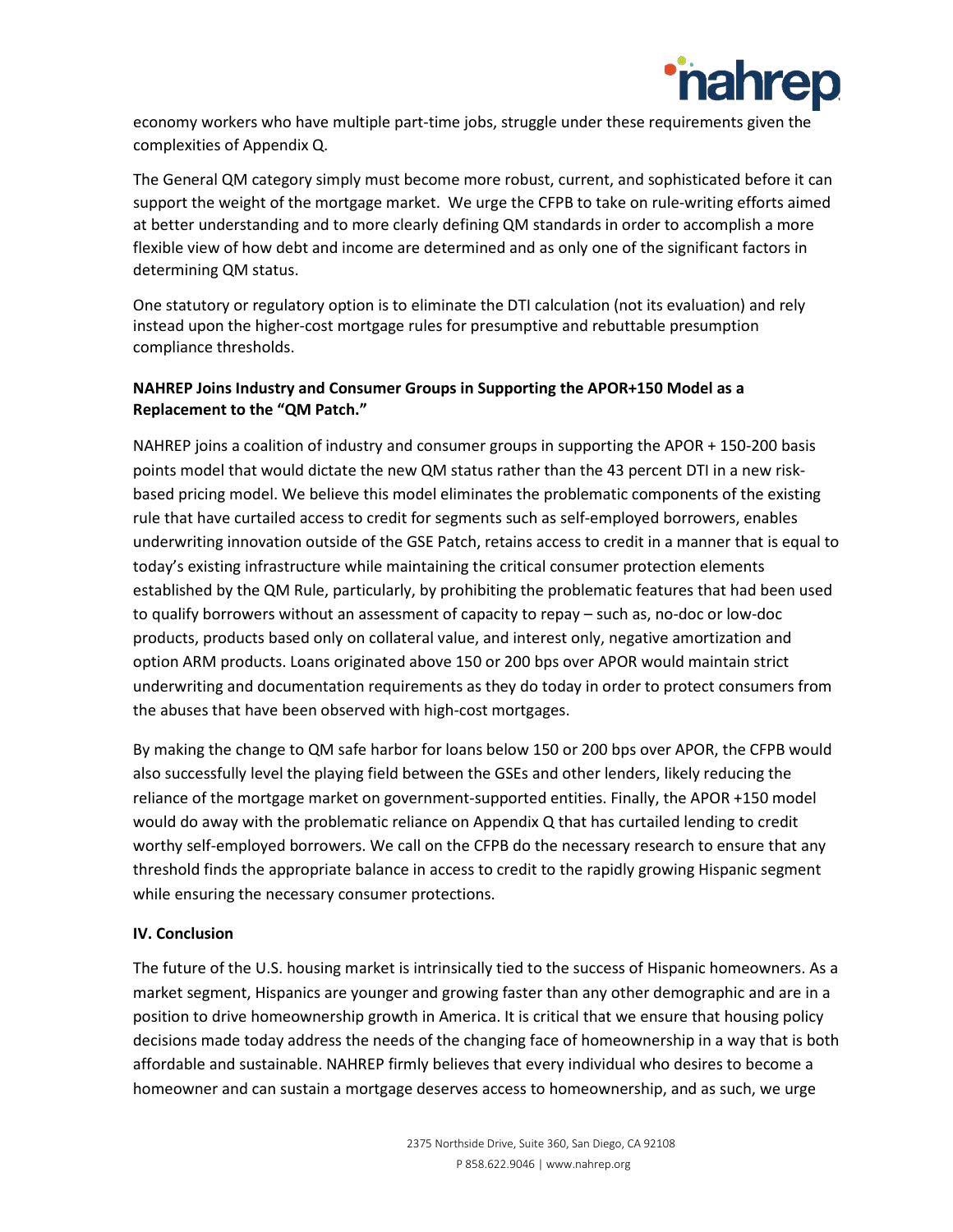economy workers who have multiple part-time jobs, struggle under these requirements given the complexities of Appendix Q.

The General QM category simply must become more robust, current, and sophisticated before it can support the weight of the mortgage market. We urge the CFPB to take on rule-writing efforts aimed at better understanding and to more clearly defining QM standards in order to accomplish a more flexible view of how debt and income are determined and as only one of the significant factors in determining QM status.

One statutory or regulatory option is to eliminate the DTI calculation (not its evaluation) and rely instead upon the higher-cost mortgage rules for presumptive and rebuttable presumption compliance thresholds.

**NAHREP Joins Industry and Consumer Groups in Supporting the APOR+150 Model as a Replacement to the "QM Patch."**

NAHREP joins a coalition of industry and consumer groups in supporting the APOR + 150-200 basis points model that would dictate the new QM status rather than the 43 percent DTI in a new risk-based pricing model. We believe this model eliminates the problematic components of the existing rule that have curtailed access to credit for segments such as self-employed borrowers, enables underwriting innovation outside of the GSE Patch, retains access to credit in a manner that is equal to today's existing infrastructure while maintaining the critical consumer protection elements established by the QM Rule, particularly, by prohibiting the problematic features that had been used to qualify borrowers without an assessment of capacity to repay – such as, no-doc or low-doc products, products based only on collateral value, and interest only, negative amortization and option ARM products. Loans originated above 150 or 200 bps over APOR would maintain strict underwriting and documentation requirements as they do today in order to protect consumers from the abuses that have been observed with high-cost mortgages.

By making the change to QM safe harbor for loans below 150 or 200 bps over APOR, the CFPB would also successfully level the playing field between the GSEs and other lenders, likely reducing the reliance of the mortgage market on government-supported entities. Finally, the APOR +150 model would do away with the problematic reliance on Appendix Q that has curtailed lending to credit worthy self-employed borrowers. We call on the CFPB do the necessary research to ensure that any threshold finds the appropriate balance in access to credit to the rapidly growing Hispanic segment while ensuring the necessary consumer protections.

**IV. Conclusion**

The future of the U.S. housing market is intrinsically tied to the success of Hispanic homeowners. As a market segment, Hispanics are younger and growing faster than any other demographic and are in a position to drive homeownership growth in America. It is critical that we ensure that housing policy decisions made today address the needs of the changing face of homeownership in a way that is both affordable and sustainable. NAHREP firmly believes that every individual who desires to become a homeowner and can sustain a mortgage deserves access to homeownership, and as such, we urge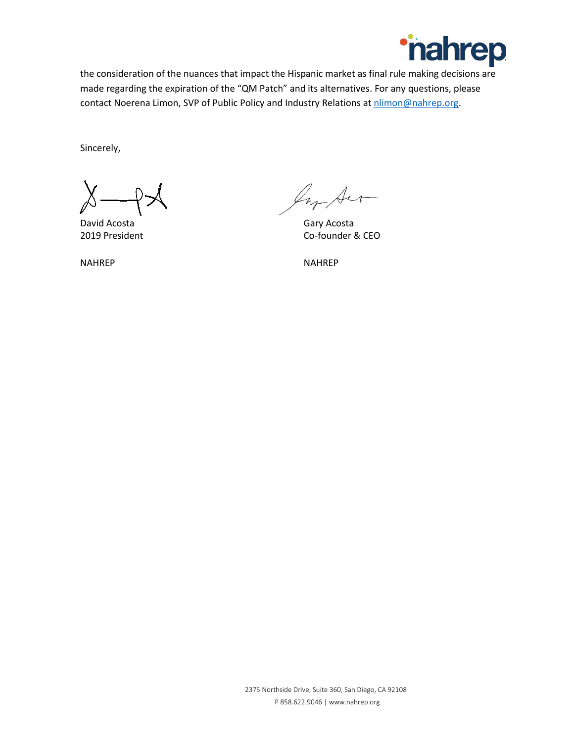the consideration of the nuances that impact the Hispanic market as final rule making decisions are made regarding the expiration of the "QM Patch" and its alternatives. For any questions, please contact Noerena Limon, SVP of Public Policy and Industry Relations at [nlimon@nahrep.org](mailto:nlimon@nahrep.org).

Sincerely,

David Acosta
2019 President

NAHREP

Gary Acosta
Co-founder & CEO

NAHREP